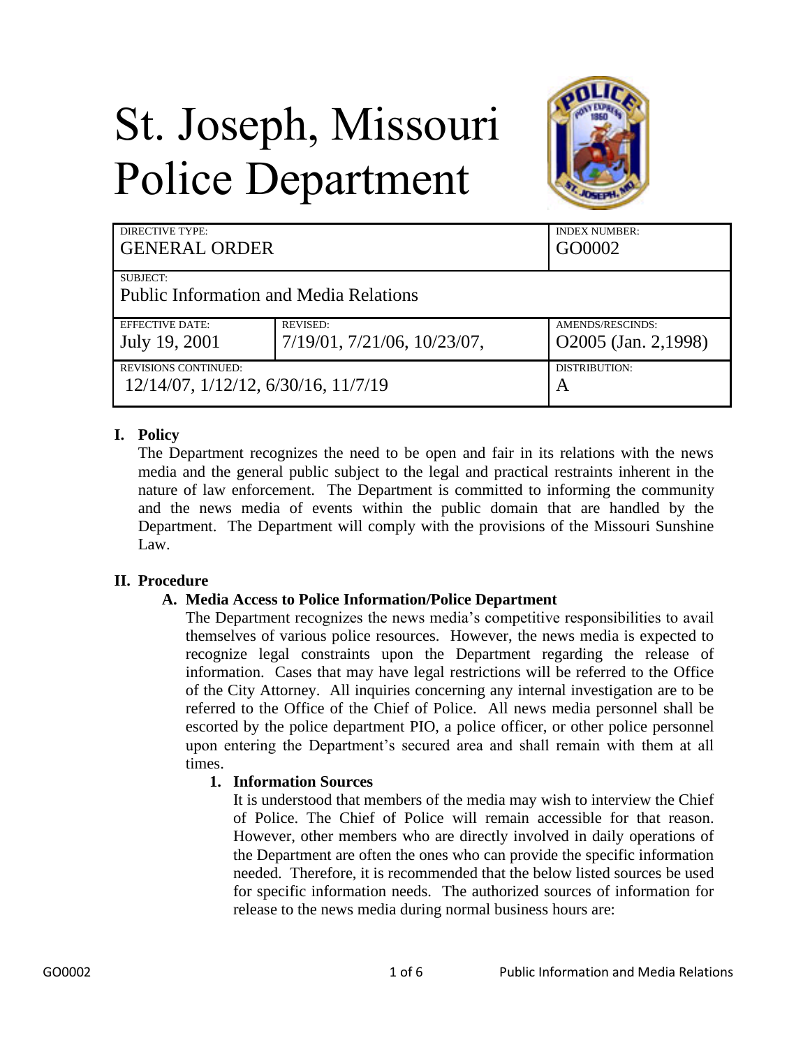# St. Joseph, Missouri Police Department

| DIRECTIVE TYPE: GENERAL ORDER | | INDEX NUMBER: GO0002 |
|---|---|---|
| SUBJECT: Public Information and Media Relations | | |
| EFFECTIVE DATE: July 19, 2001 | REVISED: 7/19/01, 7/21/06, 10/23/07, | AMENDS/RESCINDS: O2005 (Jan. 2,1998) |
| REVISIONS CONTINUED: 12/14/07, 1/12/12, 6/30/16, 11/7/19 | | DISTRIBUTION: A |

## I. Policy

The Department recognizes the need to be open and fair in its relations with the news media and the general public subject to the legal and practical restraints inherent in the nature of law enforcement. The Department is committed to informing the community and the news media of events within the public domain that are handled by the Department. The Department will comply with the provisions of the Missouri Sunshine Law.

## II. Procedure

### A. Media Access to Police Information/Police Department

The Department recognizes the news media's competitive responsibilities to avail themselves of various police resources. However, the news media is expected to recognize legal constraints upon the Department regarding the release of information. Cases that may have legal restrictions will be referred to the Office of the City Attorney. All inquiries concerning any internal investigation are to be referred to the Office of the Chief of Police. All news media personnel shall be escorted by the police department PIO, a police officer, or other police personnel upon entering the Department's secured area and shall remain with them at all times.

#### 1. Information Sources

It is understood that members of the media may wish to interview the Chief of Police. The Chief of Police will remain accessible for that reason. However, other members who are directly involved in daily operations of the Department are often the ones who can provide the specific information needed. Therefore, it is recommended that the below listed sources be used for specific information needs. The authorized sources of information for release to the news media during normal business hours are: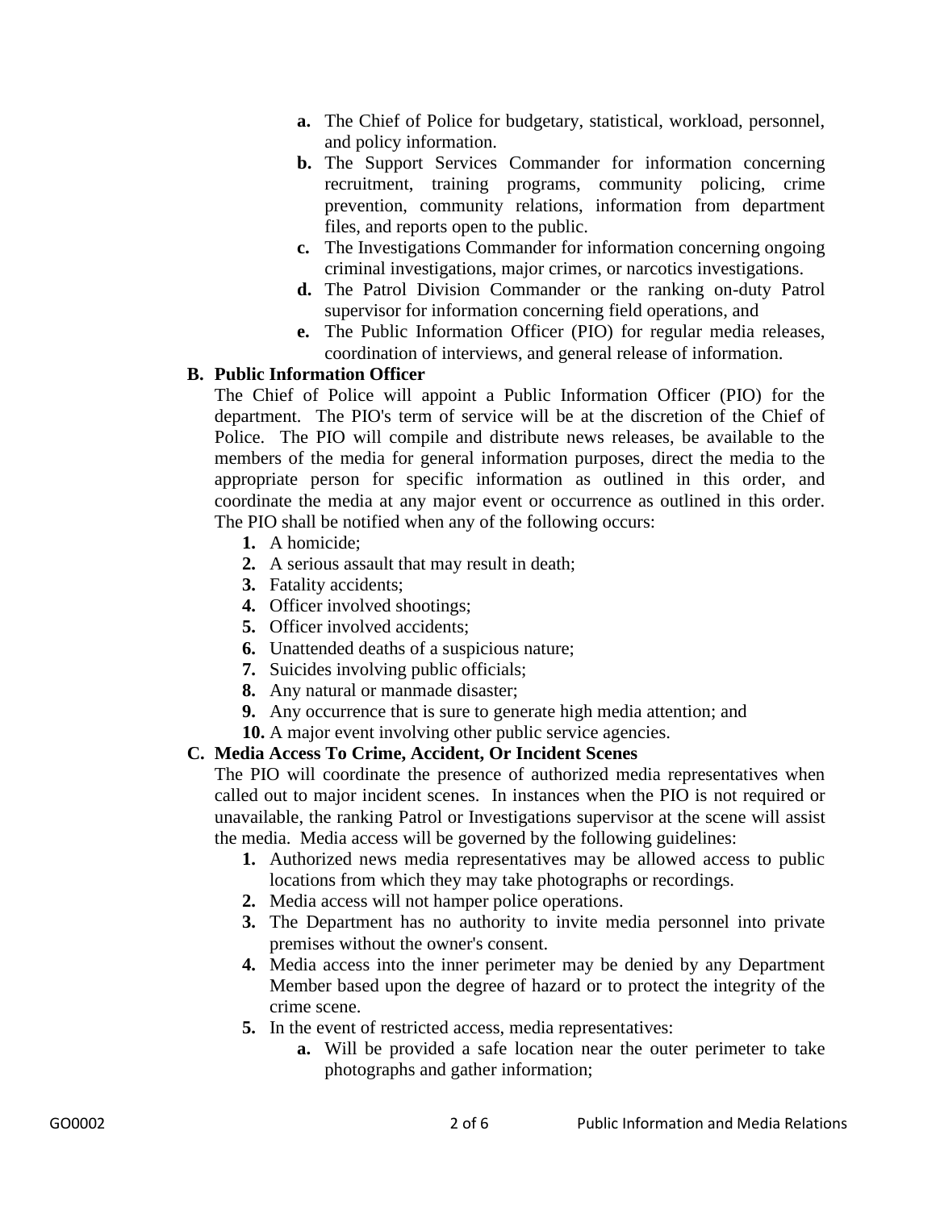a. **a.** The Chief of Police for budgetary, statistical, workload, personnel, and policy information.
b. **b.** The Support Services Commander for information concerning recruitment, training programs, community policing, crime prevention, community relations, information from department files, and reports open to the public.
c. **c.** The Investigations Commander for information concerning ongoing criminal investigations, major crimes, or narcotics investigations.
d. **d.** The Patrol Division Commander or the ranking on-duty Patrol supervisor for information concerning field operations, and
e. **e.** The Public Information Officer (PIO) for regular media releases, coordination of interviews, and general release of information.

**B. Public Information Officer**

The Chief of Police will appoint a Public Information Officer (PIO) for the department. The PIO's term of service will be at the discretion of the Chief of Police. The PIO will compile and distribute news releases, be available to the members of the media for general information purposes, direct the media to the appropriate person for specific information as outlined in this order, and coordinate the media at any major event or occurrence as outlined in this order. The PIO shall be notified when any of the following occurs:

1. A homicide;
2. A serious assault that may result in death;
3. Fatality accidents;
4. Officer involved shootings;
5. Officer involved accidents;
6. Unattended deaths of a suspicious nature;
7. Suicides involving public officials;
8. Any natural or manmade disaster;
9. Any occurrence that is sure to generate high media attention; and
10. A major event involving other public service agencies.

**C. Media Access To Crime, Accident, Or Incident Scenes**

The PIO will coordinate the presence of authorized media representatives when called out to major incident scenes. In instances when the PIO is not required or unavailable, the ranking Patrol or Investigations supervisor at the scene will assist the media. Media access will be governed by the following guidelines:

1. Authorized news media representatives may be allowed access to public locations from which they may take photographs or recordings.
2. Media access will not hamper police operations.
3. The Department has no authority to invite media personnel into private premises without the owner's consent.
4. Media access into the inner perimeter may be denied by any Department Member based upon the degree of hazard or to protect the integrity of the crime scene.
5. In the event of restricted access, media representatives:
   a. Will be provided a safe location near the outer perimeter to take photographs and gather information;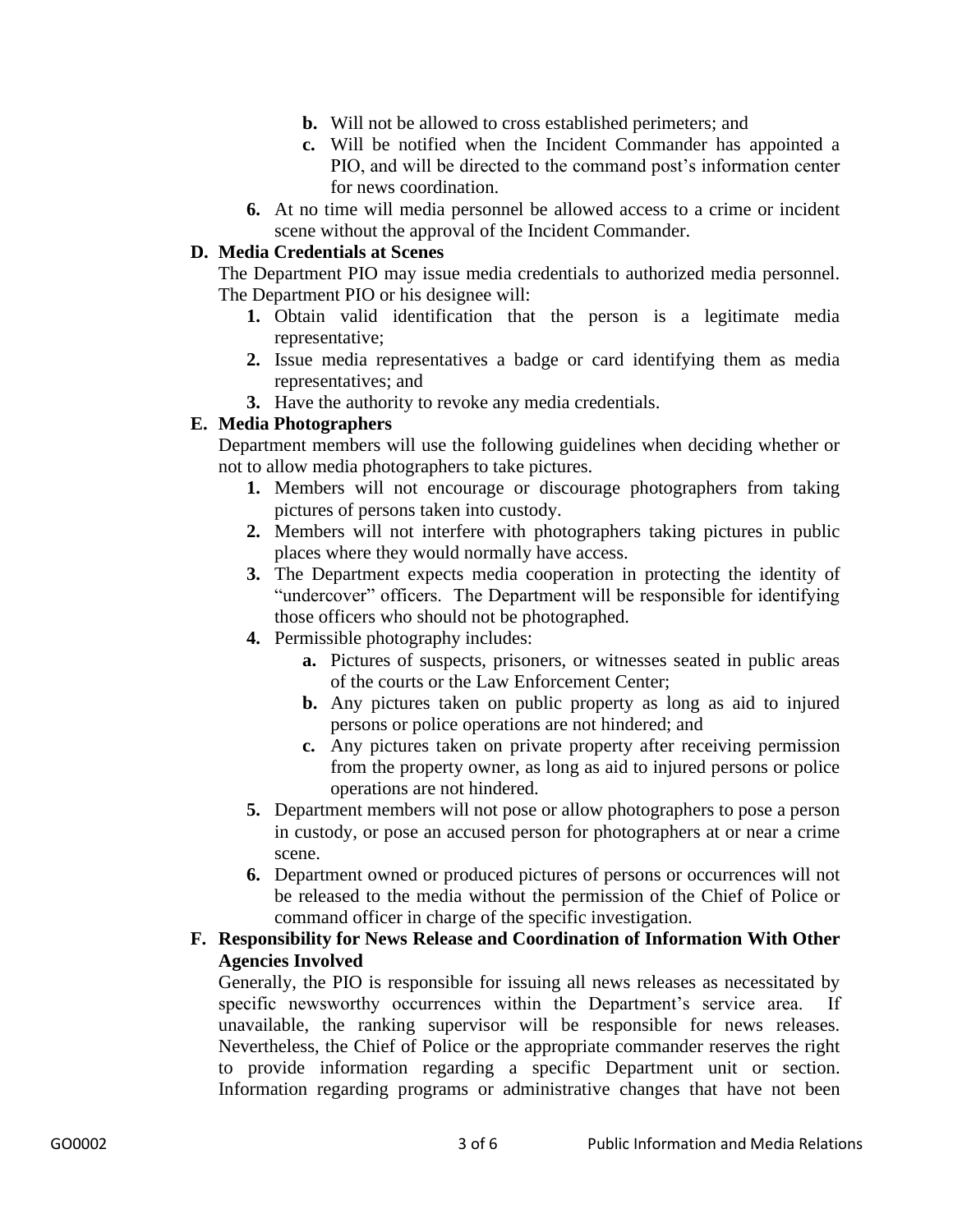- **b.** Will not be allowed to cross established perimeters; and
   - **c.** Will be notified when the Incident Commander has appointed a PIO, and will be directed to the command post's information center for news coordination.

**6.** At no time will media personnel be allowed access to a crime or incident scene without the approval of the Incident Commander.

**D. Media Credentials at Scenes**

The Department PIO may issue media credentials to authorized media personnel. The Department PIO or his designee will:

1. Obtain valid identification that the person is a legitimate media representative;
2. Issue media representatives a badge or card identifying them as media representatives; and
3. Have the authority to revoke any media credentials.

**E. Media Photographers**

Department members will use the following guidelines when deciding whether or not to allow media photographers to take pictures.

1. Members will not encourage or discourage photographers from taking pictures of persons taken into custody.
2. Members will not interfere with photographers taking pictures in public places where they would normally have access.
3. The Department expects media cooperation in protecting the identity of "undercover" officers. The Department will be responsible for identifying those officers who should not be photographed.
4. Permissible photography includes:
   - **a.** Pictures of suspects, prisoners, or witnesses seated in public areas of the courts or the Law Enforcement Center;
   - **b.** Any pictures taken on public property as long as aid to injured persons or police operations are not hindered; and
   - **c.** Any pictures taken on private property after receiving permission from the property owner, as long as aid to injured persons or police operations are not hindered.
5. Department members will not pose or allow photographers to pose a person in custody, or pose an accused person for photographers at or near a crime scene.
6. Department owned or produced pictures of persons or occurrences will not be released to the media without the permission of the Chief of Police or command officer in charge of the specific investigation.

**F. Responsibility for News Release and Coordination of Information With Other Agencies Involved**

Generally, the PIO is responsible for issuing all news releases as necessitated by specific newsworthy occurrences within the Department's service area. If unavailable, the ranking supervisor will be responsible for news releases. Nevertheless, the Chief of Police or the appropriate commander reserves the right to provide information regarding a specific Department unit or section. Information regarding programs or administrative changes that have not been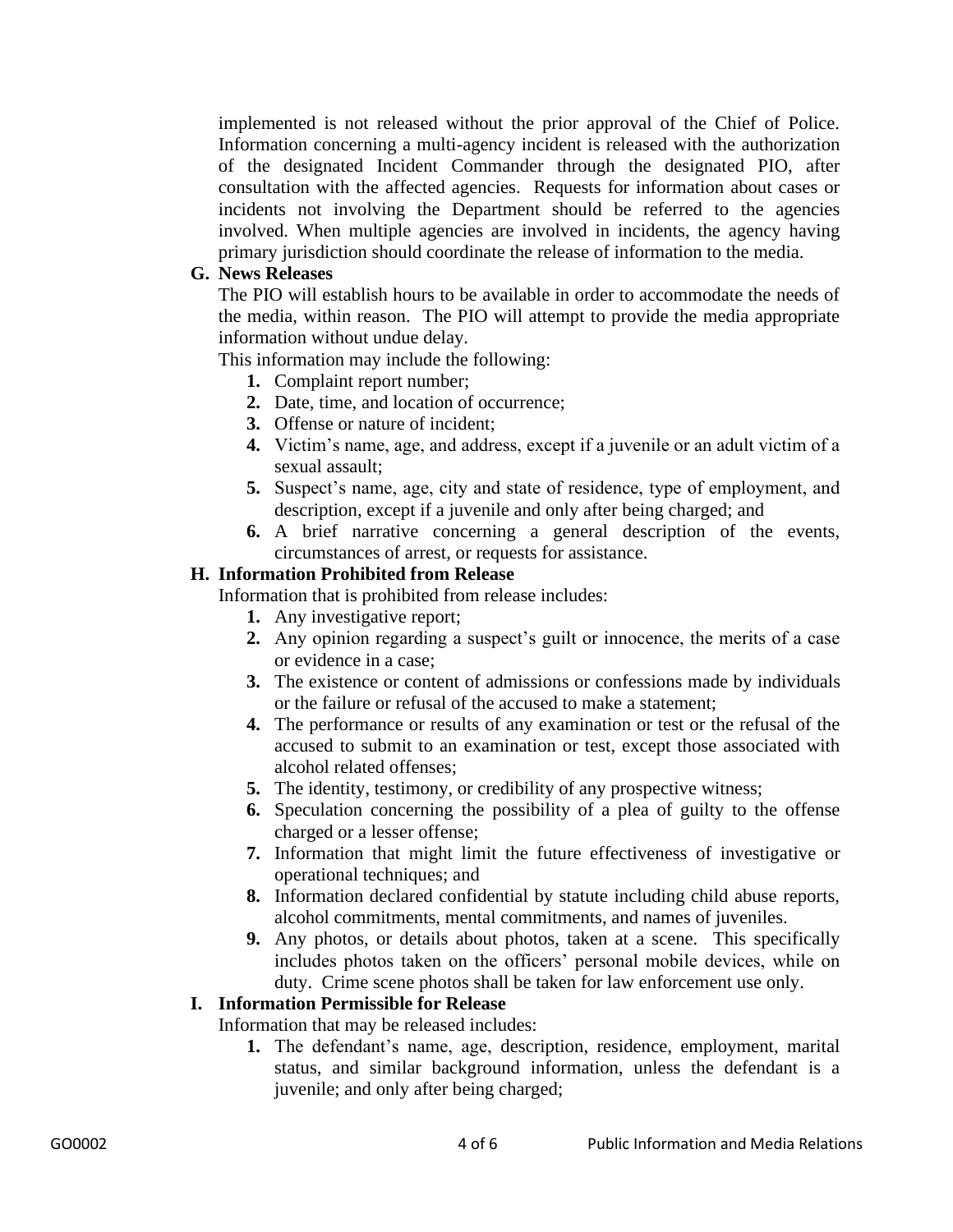implemented is not released without the prior approval of the Chief of Police. Information concerning a multi-agency incident is released with the authorization of the designated Incident Commander through the designated PIO, after consultation with the affected agencies. Requests for information about cases or incidents not involving the Department should be referred to the agencies involved. When multiple agencies are involved in incidents, the agency having primary jurisdiction should coordinate the release of information to the media.

**G. News Releases**

The PIO will establish hours to be available in order to accommodate the needs of the media, within reason. The PIO will attempt to provide the media appropriate information without undue delay.

This information may include the following:

1. Complaint report number;
2. Date, time, and location of occurrence;
3. Offense or nature of incident;
4. Victim's name, age, and address, except if a juvenile or an adult victim of a sexual assault;
5. Suspect's name, age, city and state of residence, type of employment, and description, except if a juvenile and only after being charged; and
6. A brief narrative concerning a general description of the events, circumstances of arrest, or requests for assistance.

**H. Information Prohibited from Release**

Information that is prohibited from release includes:

1. Any investigative report;
2. Any opinion regarding a suspect's guilt or innocence, the merits of a case or evidence in a case;
3. The existence or content of admissions or confessions made by individuals or the failure or refusal of the accused to make a statement;
4. The performance or results of any examination or test or the refusal of the accused to submit to an examination or test, except those associated with alcohol related offenses;
5. The identity, testimony, or credibility of any prospective witness;
6. Speculation concerning the possibility of a plea of guilty to the offense charged or a lesser offense;
7. Information that might limit the future effectiveness of investigative or operational techniques; and
8. Information declared confidential by statute including child abuse reports, alcohol commitments, mental commitments, and names of juveniles.
9. Any photos, or details about photos, taken at a scene. This specifically includes photos taken on the officers' personal mobile devices, while on duty. Crime scene photos shall be taken for law enforcement use only.

**I. Information Permissible for Release**

Information that may be released includes:

1. The defendant's name, age, description, residence, employment, marital status, and similar background information, unless the defendant is a juvenile; and only after being charged;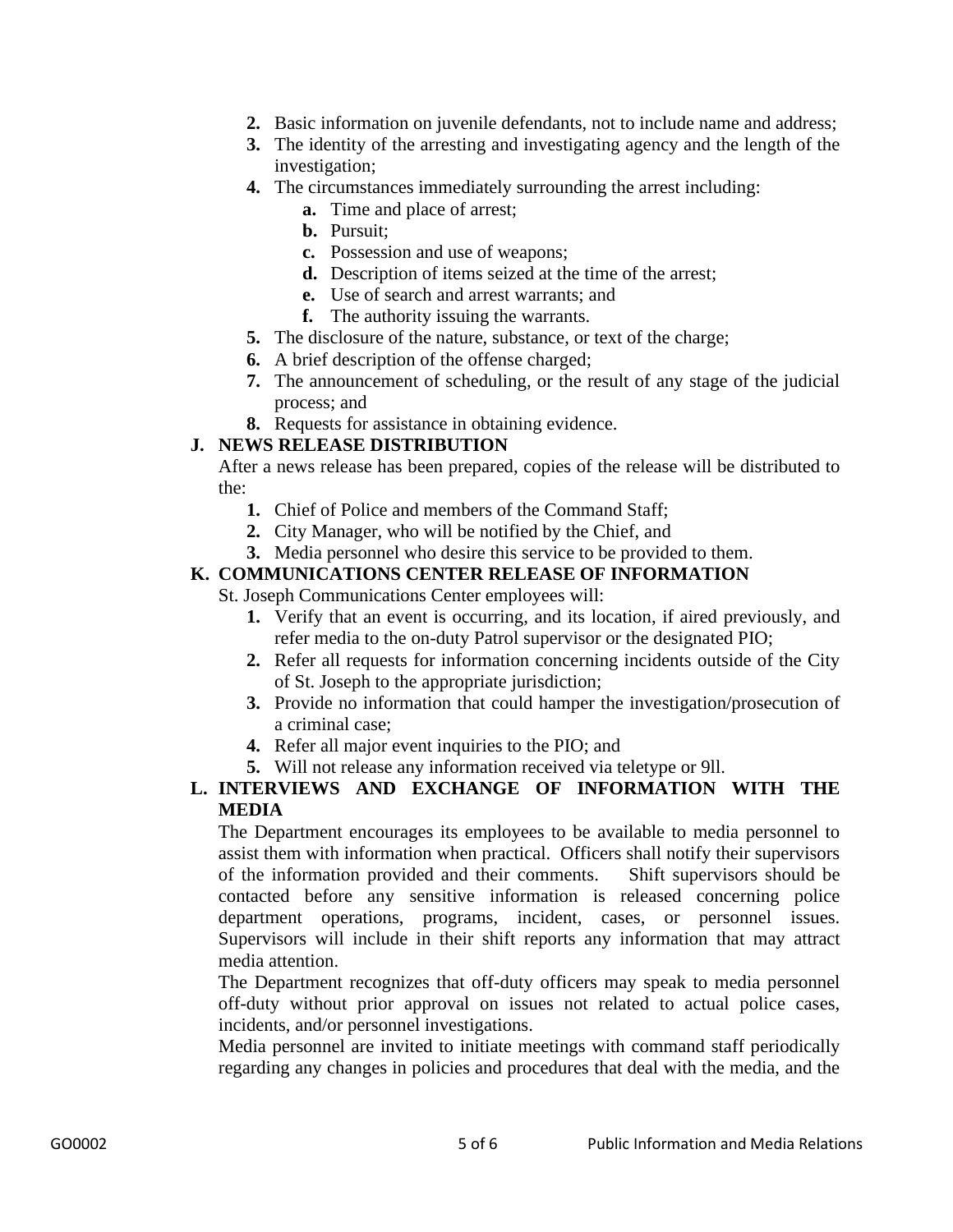2. Basic information on juvenile defendants, not to include name and address;
3. The identity of the arresting and investigating agency and the length of the investigation;
4. The circumstances immediately surrounding the arrest including:
   a. Time and place of arrest;
   b. Pursuit;
   c. Possession and use of weapons;
   d. Description of items seized at the time of the arrest;
   e. Use of search and arrest warrants; and
   f. The authority issuing the warrants.
5. The disclosure of the nature, substance, or text of the charge;
6. A brief description of the offense charged;
7. The announcement of scheduling, or the result of any stage of the judicial process; and
8. Requests for assistance in obtaining evidence.

## J. NEWS RELEASE DISTRIBUTION

After a news release has been prepared, copies of the release will be distributed to the:

1. Chief of Police and members of the Command Staff;
2. City Manager, who will be notified by the Chief, and
3. Media personnel who desire this service to be provided to them.

## K. COMMUNICATIONS CENTER RELEASE OF INFORMATION

St. Joseph Communications Center employees will:

1. Verify that an event is occurring, and its location, if aired previously, and refer media to the on-duty Patrol supervisor or the designated PIO;
2. Refer all requests for information concerning incidents outside of the City of St. Joseph to the appropriate jurisdiction;
3. Provide no information that could hamper the investigation/prosecution of a criminal case;
4. Refer all major event inquiries to the PIO; and
5. Will not release any information received via teletype or 9ll.

## L. INTERVIEWS AND EXCHANGE OF INFORMATION WITH THE MEDIA

The Department encourages its employees to be available to media personnel to assist them with information when practical. Officers shall notify their supervisors of the information provided and their comments. Shift supervisors should be contacted before any sensitive information is released concerning police department operations, programs, incident, cases, or personnel issues. Supervisors will include in their shift reports any information that may attract media attention.

The Department recognizes that off-duty officers may speak to media personnel off-duty without prior approval on issues not related to actual police cases, incidents, and/or personnel investigations.

Media personnel are invited to initiate meetings with command staff periodically regarding any changes in policies and procedures that deal with the media, and the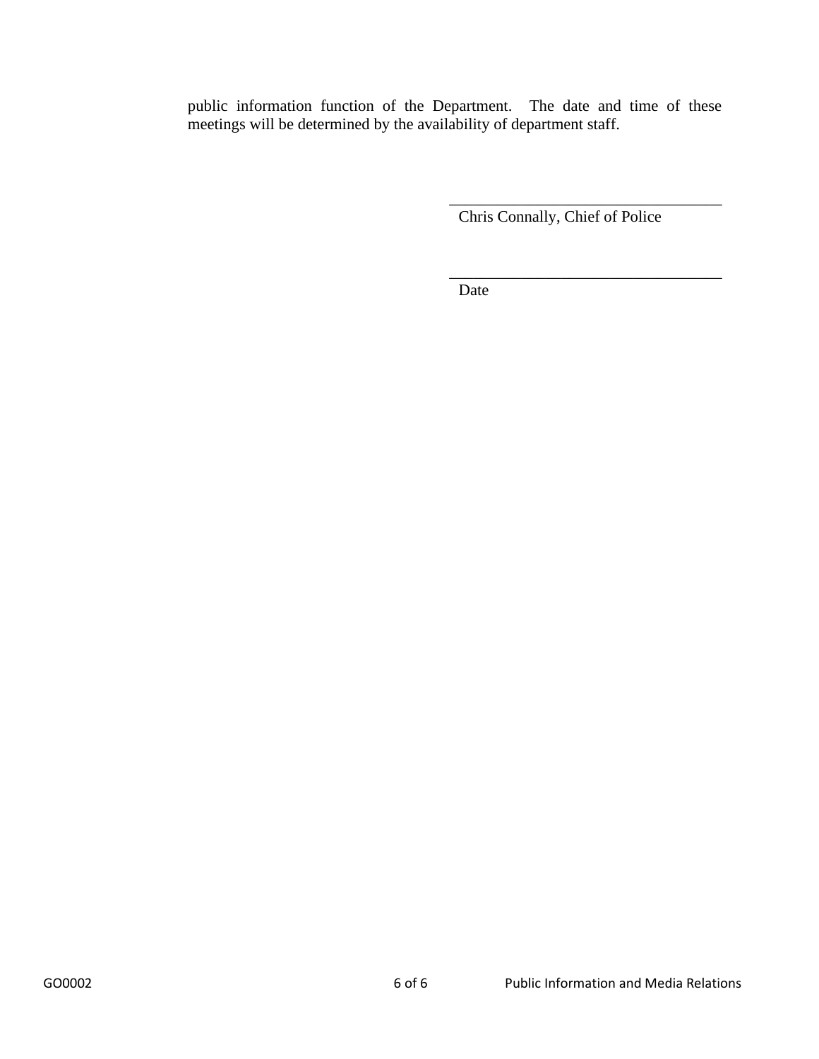public information function of the Department. The date and time of these meetings will be determined by the availability of department staff.

\_\_\_\_\_\_\_\_\_\_\_\_\_\_\_\_\_\_\_\_\_\_\_\_\_\_\_\_\_\_\_\_\_\_\_

Chris Connally, Chief of Police

\_\_\_\_\_\_\_\_\_\_\_\_\_\_\_\_\_\_\_\_\_\_\_\_\_\_\_\_\_\_\_\_\_\_\_

Date